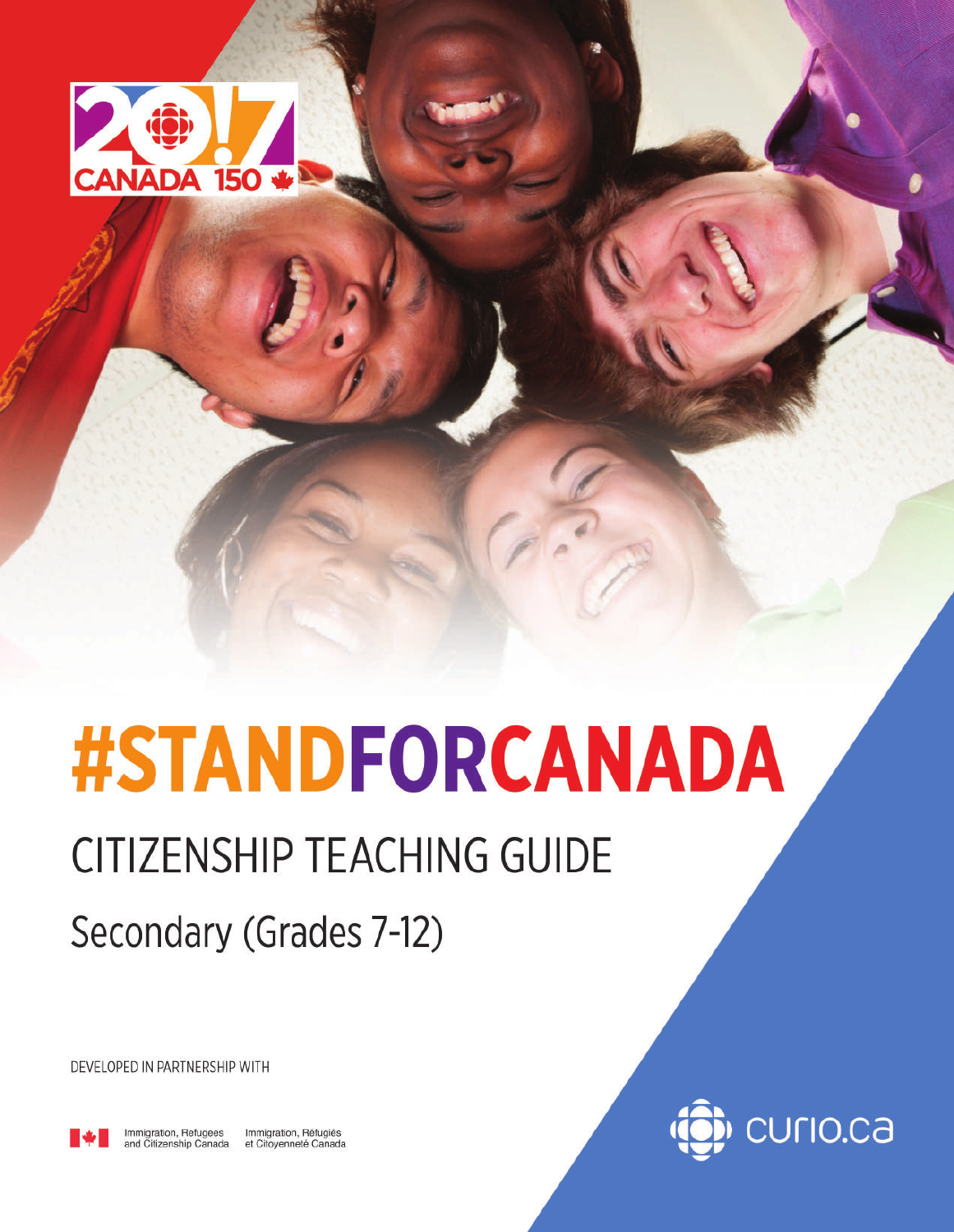# #STANDFORCANADA

## CITIZENSHIP TEACHING GUIDE

Secondary (Grades 7-12)

DEVELOPED IN PARTNERSHIP WITH

Immigration, Refugees and Citizenship Canada
Immigration, Réfugiés et Citoyenneté Canada

curio.ca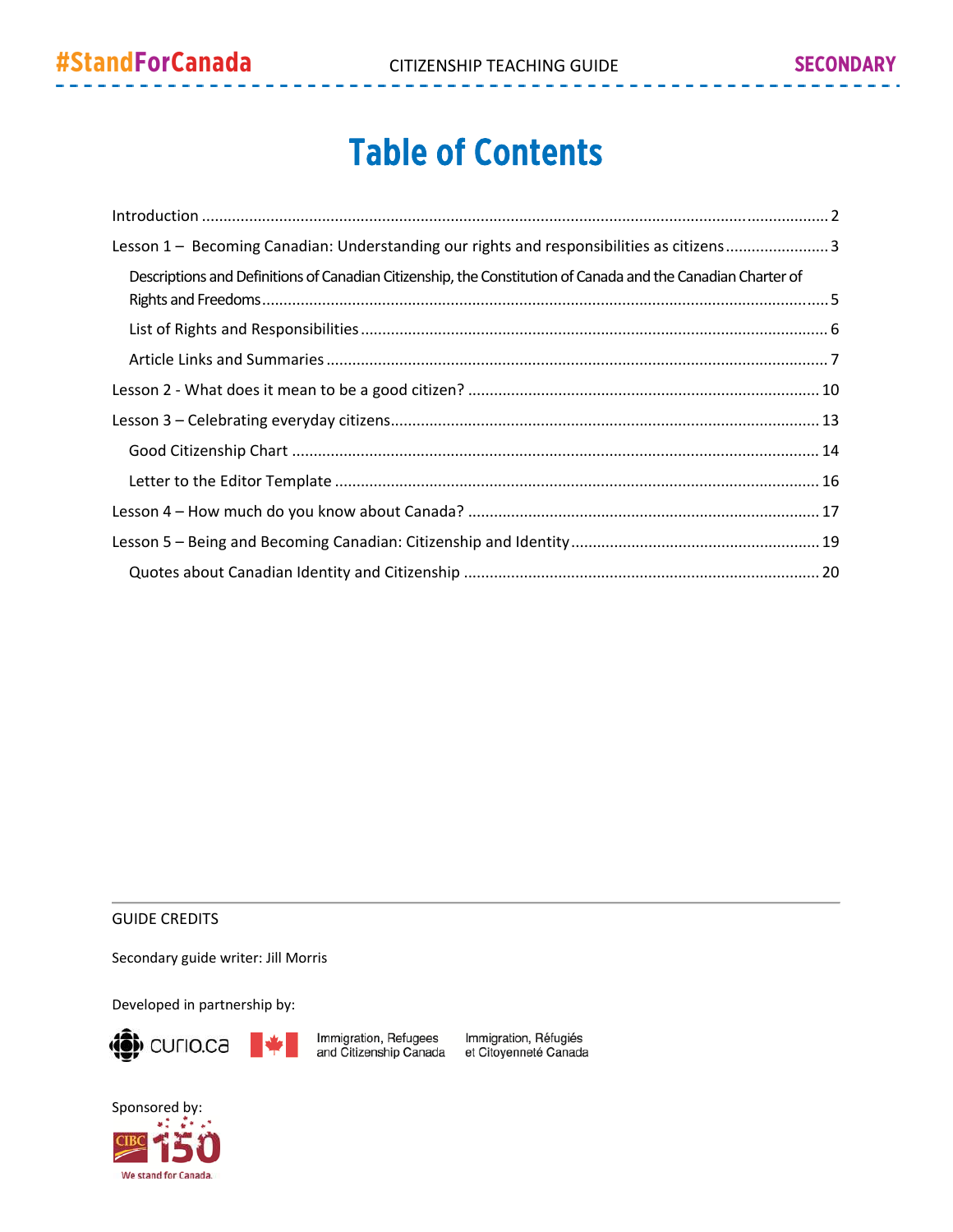# Table of Contents

Introduction .......... 2

Lesson 1 – Becoming Canadian: Understanding our rights and responsibilities as citizens .......... 3

- Descriptions and Definitions of Canadian Citizenship, the Constitution of Canada and the Canadian Charter of Rights and Freedoms .......... 5
- List of Rights and Responsibilities .......... 6
- Article Links and Summaries .......... 7

Lesson 2 - What does it mean to be a good citizen? .......... 10

Lesson 3 – Celebrating everyday citizens .......... 13

- Good Citizenship Chart .......... 14
- Letter to the Editor Template .......... 16

Lesson 4 – How much do you know about Canada? .......... 17

Lesson 5 – Being and Becoming Canadian: Citizenship and Identity .......... 19

- Quotes about Canadian Identity and Citizenship .......... 20

---

GUIDE CREDITS

Secondary guide writer: Jill Morris

Developed in partnership by:

curio.ca | Immigration, Refugees and Citizenship Canada | Immigration, Réfugiés et Citoyenneté Canada

Sponsored by:

CIBC 150 We stand for Canada.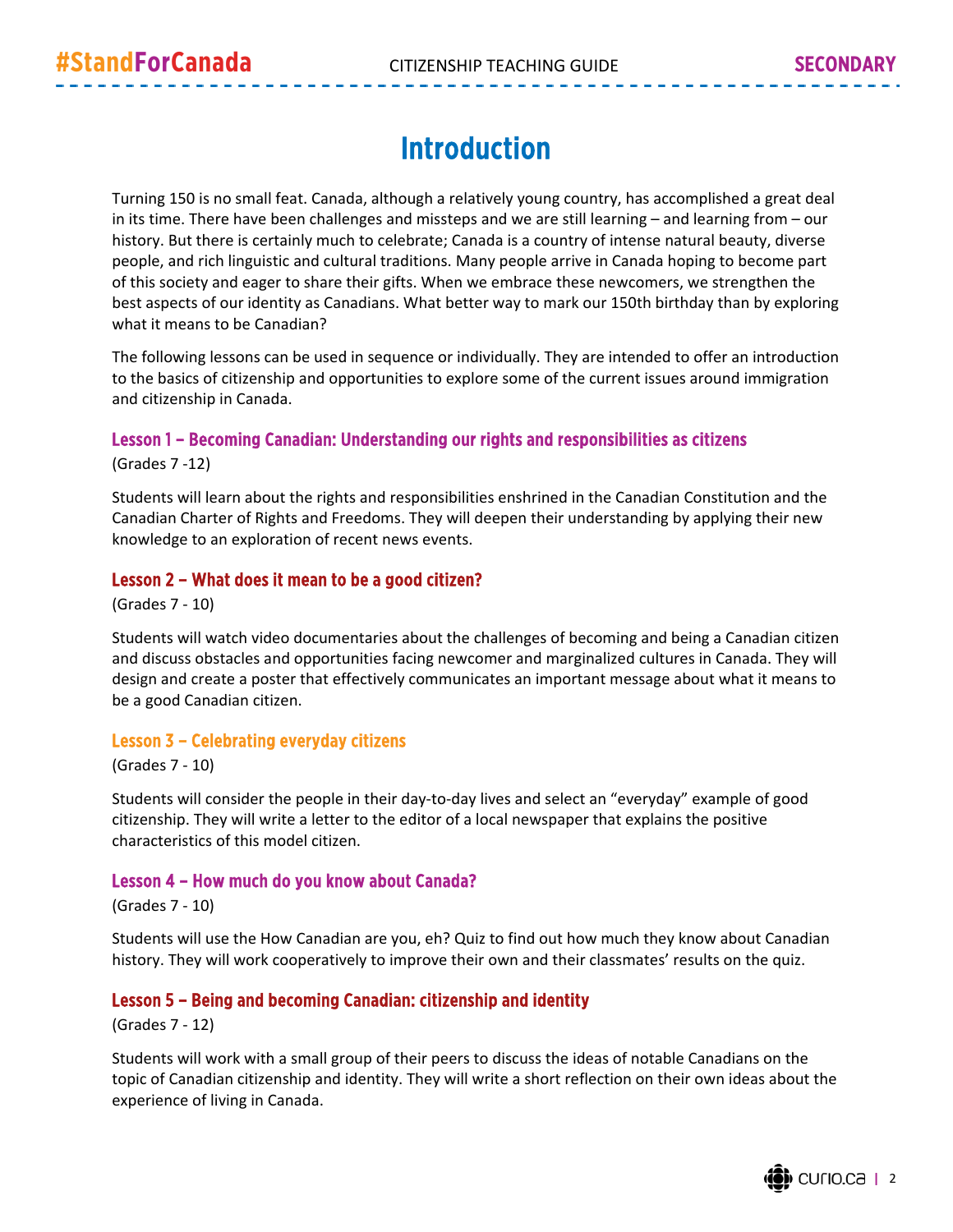# Introduction

Turning 150 is no small feat. Canada, although a relatively young country, has accomplished a great deal in its time. There have been challenges and missteps and we are still learning – and learning from – our history. But there is certainly much to celebrate; Canada is a country of intense natural beauty, diverse people, and rich linguistic and cultural traditions. Many people arrive in Canada hoping to become part of this society and eager to share their gifts. When we embrace these newcomers, we strengthen the best aspects of our identity as Canadians. What better way to mark our 150th birthday than by exploring what it means to be Canadian?

The following lessons can be used in sequence or individually. They are intended to offer an introduction to the basics of citizenship and opportunities to explore some of the current issues around immigration and citizenship in Canada.

### Lesson 1 – Becoming Canadian: Understanding our rights and responsibilities as citizens

(Grades 7 -12)

Students will learn about the rights and responsibilities enshrined in the Canadian Constitution and the Canadian Charter of Rights and Freedoms. They will deepen their understanding by applying their new knowledge to an exploration of recent news events.

### Lesson 2 – What does it mean to be a good citizen?

(Grades 7 - 10)

Students will watch video documentaries about the challenges of becoming and being a Canadian citizen and discuss obstacles and opportunities facing newcomer and marginalized cultures in Canada. They will design and create a poster that effectively communicates an important message about what it means to be a good Canadian citizen.

### Lesson 3 – Celebrating everyday citizens

(Grades 7 - 10)

Students will consider the people in their day-to-day lives and select an "everyday" example of good citizenship. They will write a letter to the editor of a local newspaper that explains the positive characteristics of this model citizen.

### Lesson 4 – How much do you know about Canada?

(Grades 7 - 10)

Students will use the How Canadian are you, eh? Quiz to find out how much they know about Canadian history. They will work cooperatively to improve their own and their classmates' results on the quiz.

### Lesson 5 – Being and becoming Canadian: citizenship and identity

(Grades 7 - 12)

Students will work with a small group of their peers to discuss the ideas of notable Canadians on the topic of Canadian citizenship and identity. They will write a short reflection on their own ideas about the experience of living in Canada.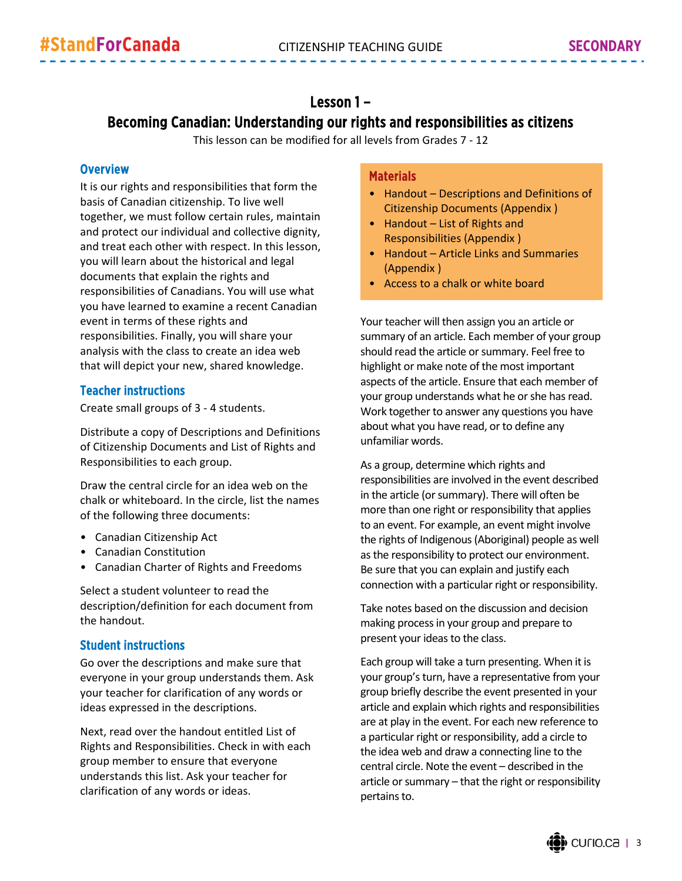# Lesson 1 – Becoming Canadian: Understanding our rights and responsibilities as citizens

This lesson can be modified for all levels from Grades 7 - 12

## Overview

It is our rights and responsibilities that form the basis of Canadian citizenship. To live well together, we must follow certain rules, maintain and protect our individual and collective dignity, and treat each other with respect. In this lesson, you will learn about the historical and legal documents that explain the rights and responsibilities of Canadians. You will use what you have learned to examine a recent Canadian event in terms of these rights and responsibilities. Finally, you will share your analysis with the class to create an idea web that will depict your new, shared knowledge.

## Teacher instructions

Create small groups of 3 - 4 students.

Distribute a copy of Descriptions and Definitions of Citizenship Documents and List of Rights and Responsibilities to each group.

Draw the central circle for an idea web on the chalk or whiteboard. In the circle, list the names of the following three documents:

- Canadian Citizenship Act
- Canadian Constitution
- Canadian Charter of Rights and Freedoms

Select a student volunteer to read the description/definition for each document from the handout.

## Student instructions

Go over the descriptions and make sure that everyone in your group understands them. Ask your teacher for clarification of any words or ideas expressed in the descriptions.

Next, read over the handout entitled List of Rights and Responsibilities. Check in with each group member to ensure that everyone understands this list. Ask your teacher for clarification of any words or ideas.

## Materials

- Handout – Descriptions and Definitions of Citizenship Documents (Appendix )
- Handout – List of Rights and Responsibilities (Appendix )
- Handout – Article Links and Summaries (Appendix )
- Access to a chalk or white board

Your teacher will then assign you an article or summary of an article. Each member of your group should read the article or summary. Feel free to highlight or make note of the most important aspects of the article. Ensure that each member of your group understands what he or she has read. Work together to answer any questions you have about what you have read, or to define any unfamiliar words.

As a group, determine which rights and responsibilities are involved in the event described in the article (or summary). There will often be more than one right or responsibility that applies to an event. For example, an event might involve the rights of Indigenous (Aboriginal) people as well as the responsibility to protect our environment. Be sure that you can explain and justify each connection with a particular right or responsibility.

Take notes based on the discussion and decision making process in your group and prepare to present your ideas to the class.

Each group will take a turn presenting. When it is your group's turn, have a representative from your group briefly describe the event presented in your article and explain which rights and responsibilities are at play in the event. For each new reference to a particular right or responsibility, add a circle to the idea web and draw a connecting line to the central circle. Note the event – described in the article or summary – that the right or responsibility pertains to.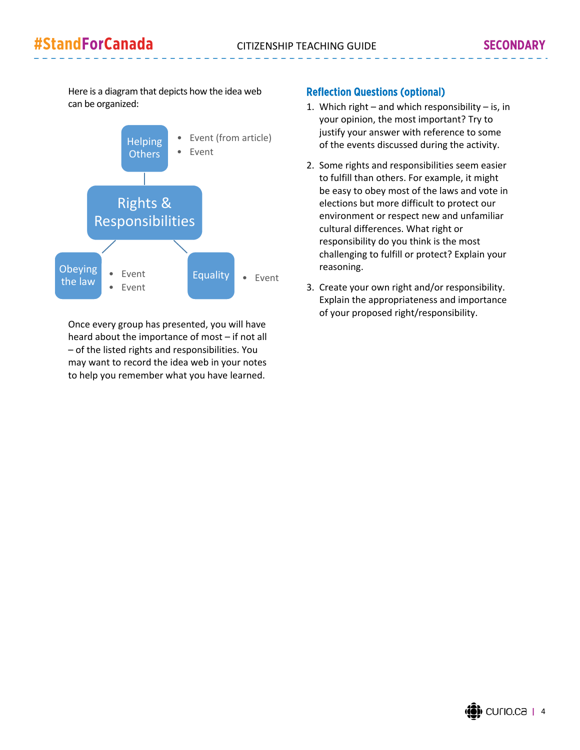Here is a diagram that depicts how the idea web can be organized:

- **Rights & Responsibilities**
  - Helping Others
    - Event (from article)
    - Event
  - Obeying the law
    - Event
    - Event
  - Equality
    - Event

Once every group has presented, you will have heard about the importance of most – if not all – of the listed rights and responsibilities. You may want to record the idea web in your notes to help you remember what you have learned.

## Reflection Questions (optional)

1. Which right – and which responsibility – is, in your opinion, the most important? Try to justify your answer with reference to some of the events discussed during the activity.

2. Some rights and responsibilities seem easier to fulfill than others. For example, it might be easy to obey most of the laws and vote in elections but more difficult to protect our environment or respect new and unfamiliar cultural differences. What right or responsibility do you think is the most challenging to fulfill or protect? Explain your reasoning.

3. Create your own right and/or responsibility. Explain the appropriateness and importance of your proposed right/responsibility.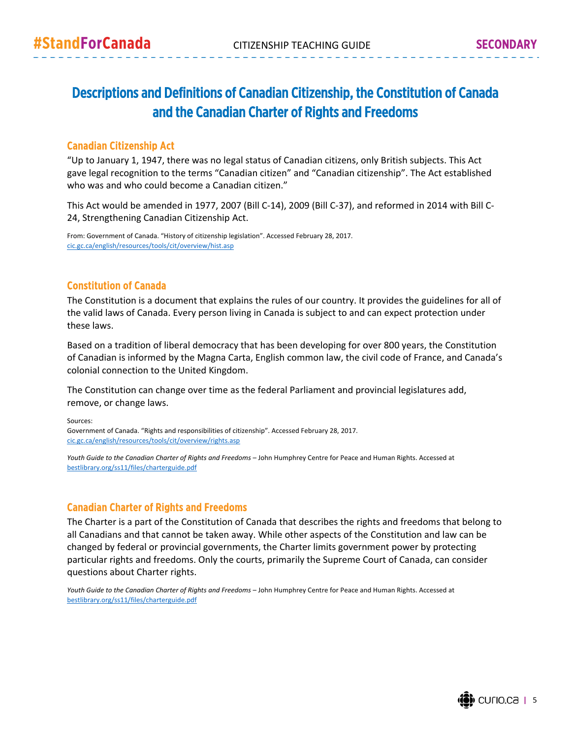# Descriptions and Definitions of Canadian Citizenship, the Constitution of Canada and the Canadian Charter of Rights and Freedoms

## Canadian Citizenship Act

"Up to January 1, 1947, there was no legal status of Canadian citizens, only British subjects. This Act gave legal recognition to the terms "Canadian citizen" and "Canadian citizenship". The Act established who was and who could become a Canadian citizen."

This Act would be amended in 1977, 2007 (Bill C-14), 2009 (Bill C-37), and reformed in 2014 with Bill C-24, Strengthening Canadian Citizenship Act.

From: Government of Canada. "History of citizenship legislation". Accessed February 28, 2017. cic.gc.ca/english/resources/tools/cit/overview/hist.asp

## Constitution of Canada

The Constitution is a document that explains the rules of our country. It provides the guidelines for all of the valid laws of Canada. Every person living in Canada is subject to and can expect protection under these laws.

Based on a tradition of liberal democracy that has been developing for over 800 years, the Constitution of Canadian is informed by the Magna Carta, English common law, the civil code of France, and Canada's colonial connection to the United Kingdom.

The Constitution can change over time as the federal Parliament and provincial legislatures add, remove, or change laws.

Sources:
Government of Canada. "Rights and responsibilities of citizenship". Accessed February 28, 2017. cic.gc.ca/english/resources/tools/cit/overview/rights.asp

*Youth Guide to the Canadian Charter of Rights and Freedoms* – John Humphrey Centre for Peace and Human Rights. Accessed at bestlibrary.org/ss11/files/charterguide.pdf

## Canadian Charter of Rights and Freedoms

The Charter is a part of the Constitution of Canada that describes the rights and freedoms that belong to all Canadians and that cannot be taken away. While other aspects of the Constitution and law can be changed by federal or provincial governments, the Charter limits government power by protecting particular rights and freedoms. Only the courts, primarily the Supreme Court of Canada, can consider questions about Charter rights.

*Youth Guide to the Canadian Charter of Rights and Freedoms* – John Humphrey Centre for Peace and Human Rights. Accessed at bestlibrary.org/ss11/files/charterguide.pdf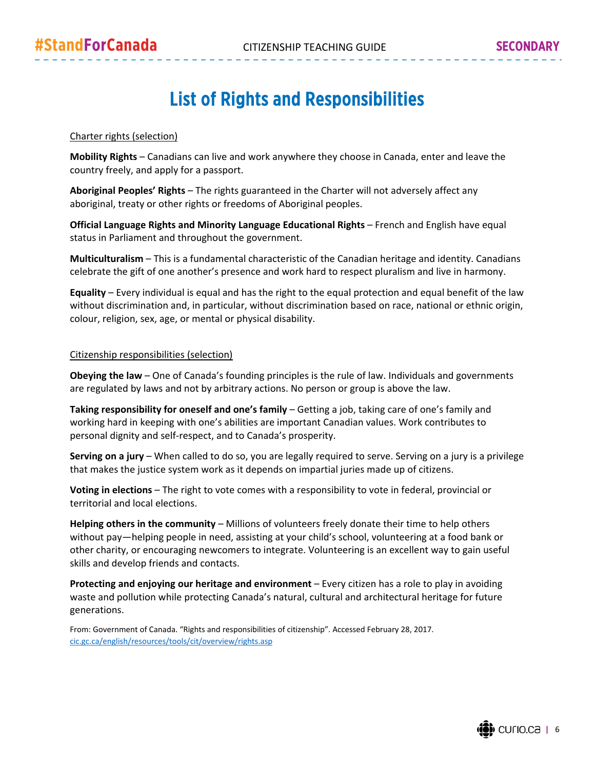# List of Rights and Responsibilities

Charter rights (selection)

**Mobility Rights** – Canadians can live and work anywhere they choose in Canada, enter and leave the country freely, and apply for a passport.

**Aboriginal Peoples' Rights** – The rights guaranteed in the Charter will not adversely affect any aboriginal, treaty or other rights or freedoms of Aboriginal peoples.

**Official Language Rights and Minority Language Educational Rights** – French and English have equal status in Parliament and throughout the government.

**Multiculturalism** – This is a fundamental characteristic of the Canadian heritage and identity. Canadians celebrate the gift of one another's presence and work hard to respect pluralism and live in harmony.

**Equality** – Every individual is equal and has the right to the equal protection and equal benefit of the law without discrimination and, in particular, without discrimination based on race, national or ethnic origin, colour, religion, sex, age, or mental or physical disability.

Citizenship responsibilities (selection)

**Obeying the law** – One of Canada's founding principles is the rule of law. Individuals and governments are regulated by laws and not by arbitrary actions. No person or group is above the law.

**Taking responsibility for oneself and one's family** – Getting a job, taking care of one's family and working hard in keeping with one's abilities are important Canadian values. Work contributes to personal dignity and self-respect, and to Canada's prosperity.

**Serving on a jury** – When called to do so, you are legally required to serve. Serving on a jury is a privilege that makes the justice system work as it depends on impartial juries made up of citizens.

**Voting in elections** – The right to vote comes with a responsibility to vote in federal, provincial or territorial and local elections.

**Helping others in the community** – Millions of volunteers freely donate their time to help others without pay—helping people in need, assisting at your child's school, volunteering at a food bank or other charity, or encouraging newcomers to integrate. Volunteering is an excellent way to gain useful skills and develop friends and contacts.

**Protecting and enjoying our heritage and environment** – Every citizen has a role to play in avoiding waste and pollution while protecting Canada's natural, cultural and architectural heritage for future generations.

From: Government of Canada. "Rights and responsibilities of citizenship". Accessed February 28, 2017. cic.gc.ca/english/resources/tools/cit/overview/rights.asp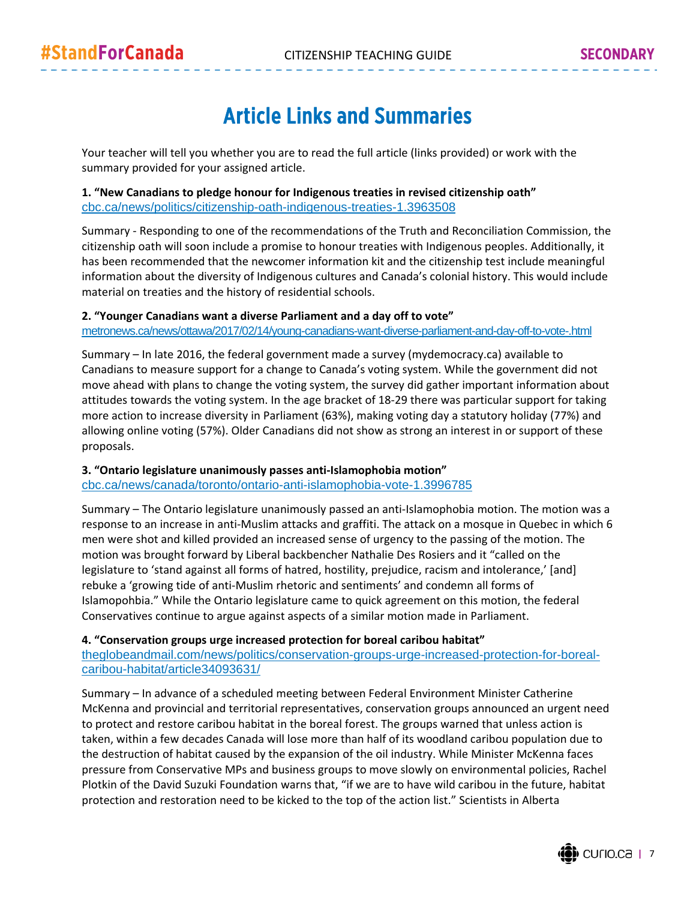# Article Links and Summaries

Your teacher will tell you whether you are to read the full article (links provided) or work with the summary provided for your assigned article.

**1. "New Canadians to pledge honour for Indigenous treaties in revised citizenship oath"**
cbc.ca/news/politics/citizenship-oath-indigenous-treaties-1.3963508

Summary - Responding to one of the recommendations of the Truth and Reconciliation Commission, the citizenship oath will soon include a promise to honour treaties with Indigenous peoples. Additionally, it has been recommended that the newcomer information kit and the citizenship test include meaningful information about the diversity of Indigenous cultures and Canada's colonial history. This would include material on treaties and the history of residential schools.

**2. "Younger Canadians want a diverse Parliament and a day off to vote"**
metronews.ca/news/ottawa/2017/02/14/young-canadians-want-diverse-parliament-and-day-off-to-vote-.html

Summary – In late 2016, the federal government made a survey (mydemocracy.ca) available to Canadians to measure support for a change to Canada's voting system. While the government did not move ahead with plans to change the voting system, the survey did gather important information about attitudes towards the voting system. In the age bracket of 18-29 there was particular support for taking more action to increase diversity in Parliament (63%), making voting day a statutory holiday (77%) and allowing online voting (57%). Older Canadians did not show as strong an interest in or support of these proposals.

**3. "Ontario legislature unanimously passes anti-Islamophobia motion"**
cbc.ca/news/canada/toronto/ontario-anti-islamophobia-vote-1.3996785

Summary – The Ontario legislature unanimously passed an anti-Islamophobia motion. The motion was a response to an increase in anti-Muslim attacks and graffiti. The attack on a mosque in Quebec in which 6 men were shot and killed provided an increased sense of urgency to the passing of the motion. The motion was brought forward by Liberal backbencher Nathalie Des Rosiers and it "called on the legislature to 'stand against all forms of hatred, hostility, prejudice, racism and intolerance,' [and] rebuke a 'growing tide of anti-Muslim rhetoric and sentiments' and condemn all forms of Islamopohbia." While the Ontario legislature came to quick agreement on this motion, the federal Conservatives continue to argue against aspects of a similar motion made in Parliament.

**4. "Conservation groups urge increased protection for boreal caribou habitat"**
theglobeandmail.com/news/politics/conservation-groups-urge-increased-protection-for-boreal-caribou-habitat/article34093631/

Summary – In advance of a scheduled meeting between Federal Environment Minister Catherine McKenna and provincial and territorial representatives, conservation groups announced an urgent need to protect and restore caribou habitat in the boreal forest. The groups warned that unless action is taken, within a few decades Canada will lose more than half of its woodland caribou population due to the destruction of habitat caused by the expansion of the oil industry. While Minister McKenna faces pressure from Conservative MPs and business groups to move slowly on environmental policies, Rachel Plotkin of the David Suzuki Foundation warns that, "if we are to have wild caribou in the future, habitat protection and restoration need to be kicked to the top of the action list." Scientists in Alberta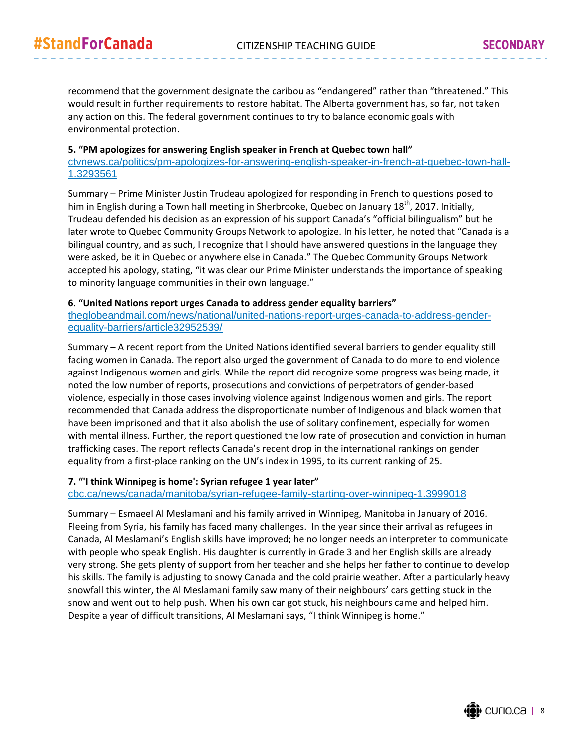recommend that the government designate the caribou as "endangered" rather than "threatened." This would result in further requirements to restore habitat. The Alberta government has, so far, not taken any action on this. The federal government continues to try to balance economic goals with environmental protection.

**5. "PM apologizes for answering English speaker in French at Quebec town hall"**
ctvnews.ca/politics/pm-apologizes-for-answering-english-speaker-in-french-at-quebec-town-hall-1.3293561

Summary – Prime Minister Justin Trudeau apologized for responding in French to questions posed to him in English during a Town hall meeting in Sherbrooke, Quebec on January 18th, 2017. Initially, Trudeau defended his decision as an expression of his support Canada's "official bilingualism" but he later wrote to Quebec Community Groups Network to apologize. In his letter, he noted that "Canada is a bilingual country, and as such, I recognize that I should have answered questions in the language they were asked, be it in Quebec or anywhere else in Canada." The Quebec Community Groups Network accepted his apology, stating, "it was clear our Prime Minister understands the importance of speaking to minority language communities in their own language."

**6. "United Nations report urges Canada to address gender equality barriers"**
theglobeandmail.com/news/national/united-nations-report-urges-canada-to-address-gender-equality-barriers/article32952539/

Summary – A recent report from the United Nations identified several barriers to gender equality still facing women in Canada. The report also urged the government of Canada to do more to end violence against Indigenous women and girls. While the report did recognize some progress was being made, it noted the low number of reports, prosecutions and convictions of perpetrators of gender-based violence, especially in those cases involving violence against Indigenous women and girls. The report recommended that Canada address the disproportionate number of Indigenous and black women that have been imprisoned and that it also abolish the use of solitary confinement, especially for women with mental illness. Further, the report questioned the low rate of prosecution and conviction in human trafficking cases. The report reflects Canada's recent drop in the international rankings on gender equality from a first-place ranking on the UN's index in 1995, to its current ranking of 25.

**7. "'I think Winnipeg is home': Syrian refugee 1 year later"**
cbc.ca/news/canada/manitoba/syrian-refugee-family-starting-over-winnipeg-1.3999018

Summary – Esmaeel Al Meslamani and his family arrived in Winnipeg, Manitoba in January of 2016. Fleeing from Syria, his family has faced many challenges. In the year since their arrival as refugees in Canada, Al Meslamani's English skills have improved; he no longer needs an interpreter to communicate with people who speak English. His daughter is currently in Grade 3 and her English skills are already very strong. She gets plenty of support from her teacher and she helps her father to continue to develop his skills. The family is adjusting to snowy Canada and the cold prairie weather. After a particularly heavy snowfall this winter, the Al Meslamani family saw many of their neighbours' cars getting stuck in the snow and went out to help push. When his own car got stuck, his neighbours came and helped him. Despite a year of difficult transitions, Al Meslamani says, "I think Winnipeg is home."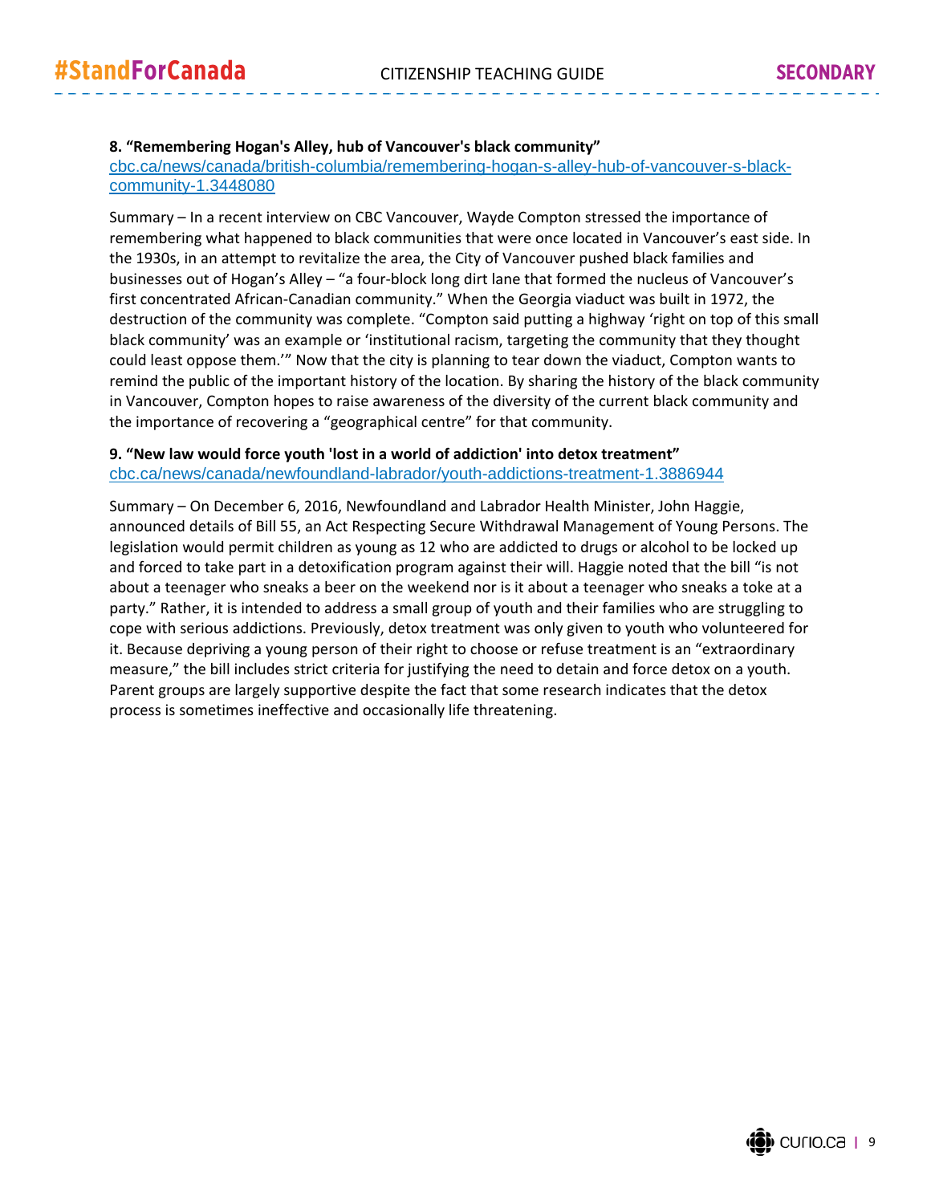**8. “Remembering Hogan's Alley, hub of Vancouver's black community”**
cbc.ca/news/canada/british-columbia/remembering-hogan-s-alley-hub-of-vancouver-s-black-community-1.3448080

Summary – In a recent interview on CBC Vancouver, Wayde Compton stressed the importance of remembering what happened to black communities that were once located in Vancouver’s east side. In the 1930s, in an attempt to revitalize the area, the City of Vancouver pushed black families and businesses out of Hogan’s Alley – “a four-block long dirt lane that formed the nucleus of Vancouver’s first concentrated African-Canadian community.” When the Georgia viaduct was built in 1972, the destruction of the community was complete. “Compton said putting a highway ‘right on top of this small black community’ was an example or ‘institutional racism, targeting the community that they thought could least oppose them.’” Now that the city is planning to tear down the viaduct, Compton wants to remind the public of the important history of the location. By sharing the history of the black community in Vancouver, Compton hopes to raise awareness of the diversity of the current black community and the importance of recovering a “geographical centre” for that community.

**9. “New law would force youth 'lost in a world of addiction' into detox treatment”**
cbc.ca/news/canada/newfoundland-labrador/youth-addictions-treatment-1.3886944

Summary – On December 6, 2016, Newfoundland and Labrador Health Minister, John Haggie, announced details of Bill 55, an Act Respecting Secure Withdrawal Management of Young Persons. The legislation would permit children as young as 12 who are addicted to drugs or alcohol to be locked up and forced to take part in a detoxification program against their will. Haggie noted that the bill “is not about a teenager who sneaks a beer on the weekend nor is it about a teenager who sneaks a toke at a party.” Rather, it is intended to address a small group of youth and their families who are struggling to cope with serious addictions. Previously, detox treatment was only given to youth who volunteered for it. Because depriving a young person of their right to choose or refuse treatment is an “extraordinary measure,” the bill includes strict criteria for justifying the need to detain and force detox on a youth. Parent groups are largely supportive despite the fact that some research indicates that the detox process is sometimes ineffective and occasionally life threatening.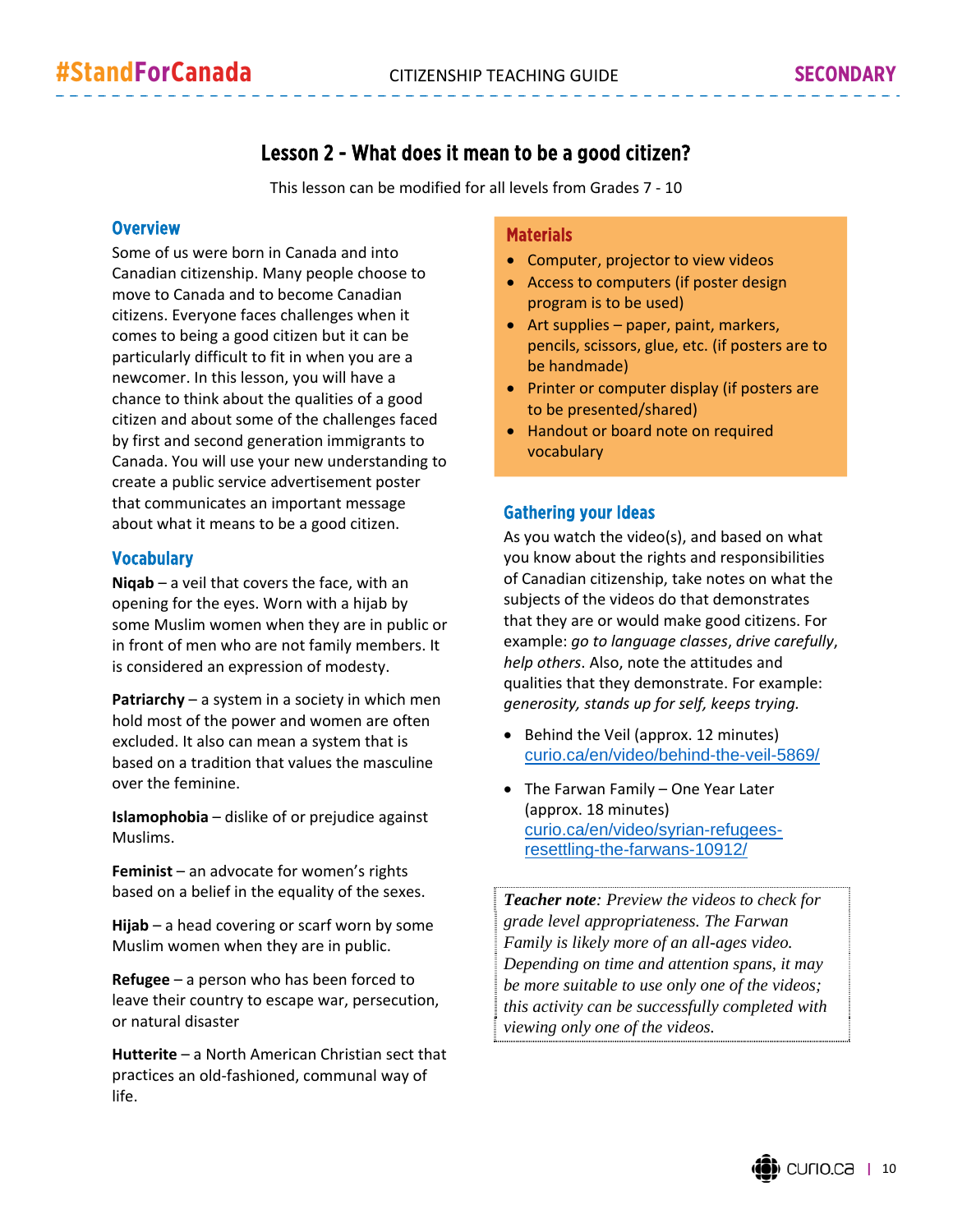## Lesson 2 - What does it mean to be a good citizen?

This lesson can be modified for all levels from Grades 7 - 10

### Overview

Some of us were born in Canada and into Canadian citizenship. Many people choose to move to Canada and to become Canadian citizens. Everyone faces challenges when it comes to being a good citizen but it can be particularly difficult to fit in when you are a newcomer. In this lesson, you will have a chance to think about the qualities of a good citizen and about some of the challenges faced by first and second generation immigrants to Canada. You will use your new understanding to create a public service advertisement poster that communicates an important message about what it means to be a good citizen.

### Vocabulary

**Niqab** – a veil that covers the face, with an opening for the eyes. Worn with a hijab by some Muslim women when they are in public or in front of men who are not family members. It is considered an expression of modesty.

**Patriarchy** – a system in a society in which men hold most of the power and women are often excluded. It also can mean a system that is based on a tradition that values the masculine over the feminine.

**Islamophobia** – dislike of or prejudice against Muslims.

**Feminist** – an advocate for women's rights based on a belief in the equality of the sexes.

**Hijab** – a head covering or scarf worn by some Muslim women when they are in public.

**Refugee** – a person who has been forced to leave their country to escape war, persecution, or natural disaster

**Hutterite** – a North American Christian sect that practices an old-fashioned, communal way of life.

### Materials

- Computer, projector to view videos
- Access to computers (if poster design program is to be used)
- Art supplies – paper, paint, markers, pencils, scissors, glue, etc. (if posters are to be handmade)
- Printer or computer display (if posters are to be presented/shared)
- Handout or board note on required vocabulary

### Gathering your Ideas

As you watch the video(s), and based on what you know about the rights and responsibilities of Canadian citizenship, take notes on what the subjects of the videos do that demonstrates that they are or would make good citizens. For example: *go to language classes*, *drive carefully*, *help others*. Also, note the attitudes and qualities that they demonstrate. For example: *generosity, stands up for self, keeps trying.*

- Behind the Veil (approx. 12 minutes)
  curio.ca/en/video/behind-the-veil-5869/
- The Farwan Family – One Year Later (approx. 18 minutes)
  curio.ca/en/video/syrian-refugees-resettling-the-farwans-10912/

***Teacher note****: Preview the videos to check for grade level appropriateness. The Farwan Family is likely more of an all-ages video. Depending on time and attention spans, it may be more suitable to use only one of the videos; this activity can be successfully completed with viewing only one of the videos.*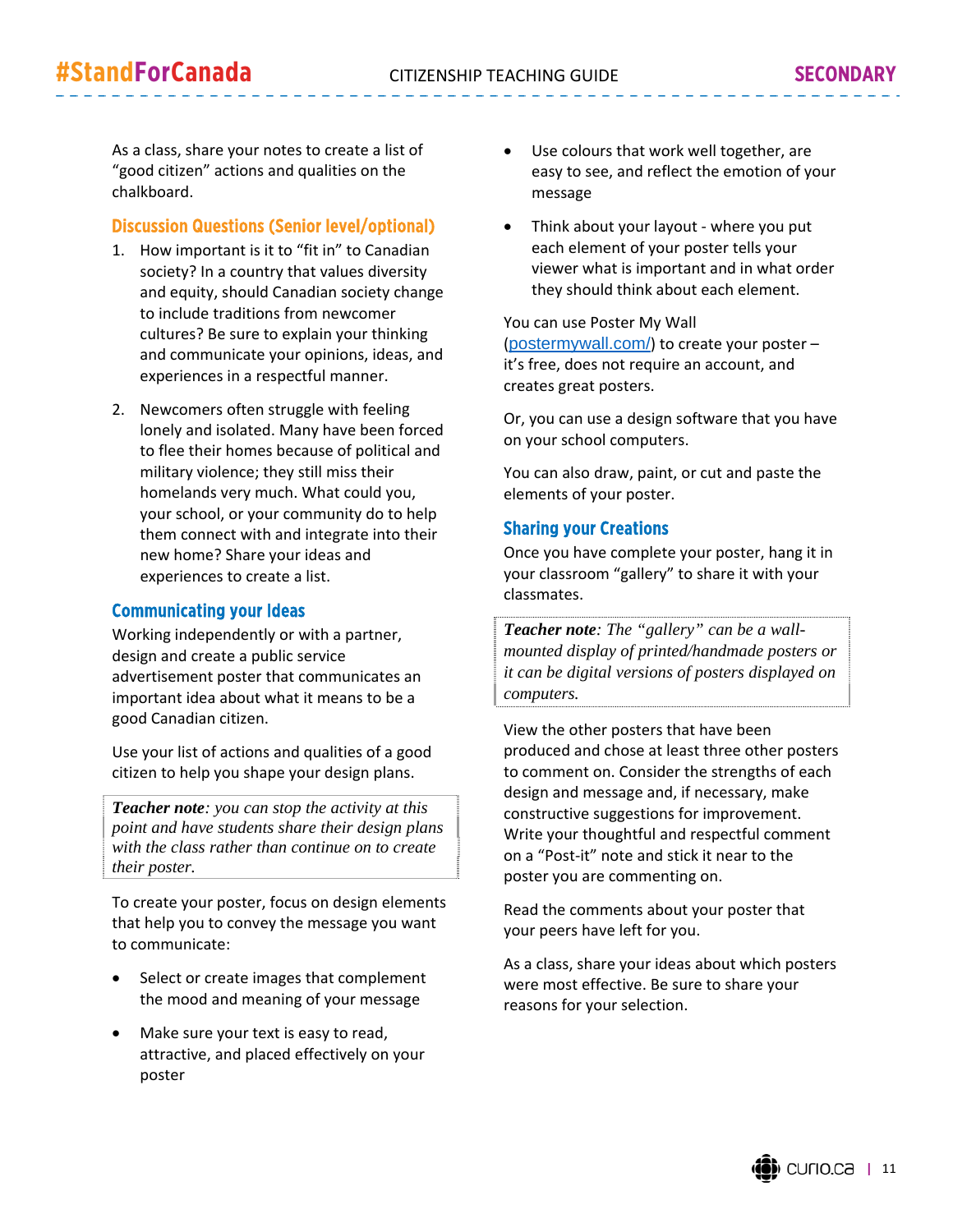As a class, share your notes to create a list of "good citizen" actions and qualities on the chalkboard.

## Discussion Questions (Senior level/optional)

1. How important is it to "fit in" to Canadian society? In a country that values diversity and equity, should Canadian society change to include traditions from newcomer cultures? Be sure to explain your thinking and communicate your opinions, ideas, and experiences in a respectful manner.

2. Newcomers often struggle with feeling lonely and isolated. Many have been forced to flee their homes because of political and military violence; they still miss their homelands very much. What could you, your school, or your community do to help them connect with and integrate into their new home? Share your ideas and experiences to create a list.

## Communicating your Ideas

Working independently or with a partner, design and create a public service advertisement poster that communicates an important idea about what it means to be a good Canadian citizen.

Use your list of actions and qualities of a good citizen to help you shape your design plans.

> ***Teacher note****: you can stop the activity at this point and have students share their design plans with the class rather than continue on to create their poster.*

To create your poster, focus on design elements that help you to convey the message you want to communicate:

- Select or create images that complement the mood and meaning of your message
- Make sure your text is easy to read, attractive, and placed effectively on your poster
- Use colours that work well together, are easy to see, and reflect the emotion of your message
- Think about your layout - where you put each element of your poster tells your viewer what is important and in what order they should think about each element.

You can use Poster My Wall (postermywall.com/) to create your poster – it's free, does not require an account, and creates great posters.

Or, you can use a design software that you have on your school computers.

You can also draw, paint, or cut and paste the elements of your poster.

## Sharing your Creations

Once you have complete your poster, hang it in your classroom "gallery" to share it with your classmates.

> ***Teacher note****: The "gallery" can be a wall-mounted display of printed/handmade posters or it can be digital versions of posters displayed on computers.*

View the other posters that have been produced and chose at least three other posters to comment on. Consider the strengths of each design and message and, if necessary, make constructive suggestions for improvement. Write your thoughtful and respectful comment on a "Post-it" note and stick it near to the poster you are commenting on.

Read the comments about your poster that your peers have left for you.

As a class, share your ideas about which posters were most effective. Be sure to share your reasons for your selection.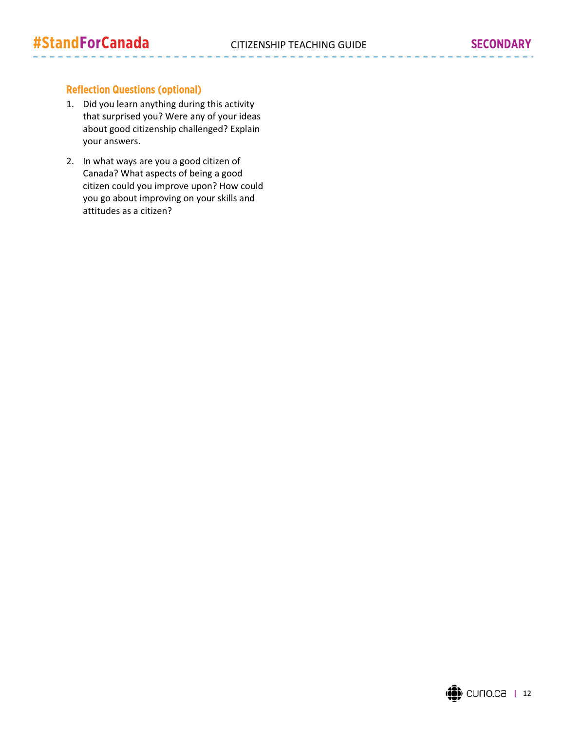### Reflection Questions (optional)

1. Did you learn anything during this activity that surprised you? Were any of your ideas about good citizenship challenged? Explain your answers.

2. In what ways are you a good citizen of Canada? What aspects of being a good citizen could you improve upon? How could you go about improving on your skills and attitudes as a citizen?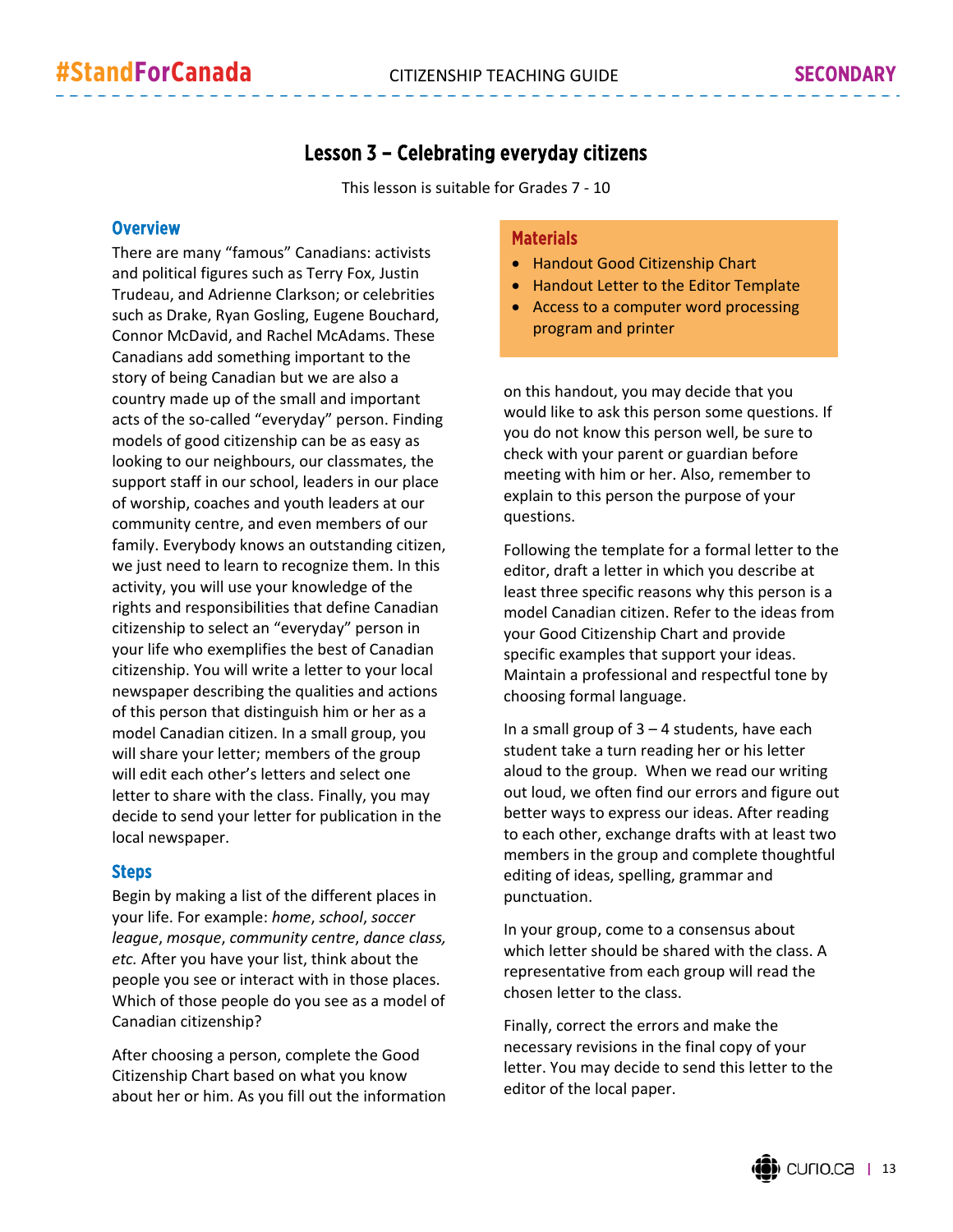# Lesson 3 – Celebrating everyday citizens

This lesson is suitable for Grades 7 - 10

## Overview

There are many "famous" Canadians: activists and political figures such as Terry Fox, Justin Trudeau, and Adrienne Clarkson; or celebrities such as Drake, Ryan Gosling, Eugene Bouchard, Connor McDavid, and Rachel McAdams. These Canadians add something important to the story of being Canadian but we are also a country made up of the small and important acts of the so-called "everyday" person. Finding models of good citizenship can be as easy as looking to our neighbours, our classmates, the support staff in our school, leaders in our place of worship, coaches and youth leaders at our community centre, and even members of our family. Everybody knows an outstanding citizen, we just need to learn to recognize them. In this activity, you will use your knowledge of the rights and responsibilities that define Canadian citizenship to select an "everyday" person in your life who exemplifies the best of Canadian citizenship. You will write a letter to your local newspaper describing the qualities and actions of this person that distinguish him or her as a model Canadian citizen. In a small group, you will share your letter; members of the group will edit each other's letters and select one letter to share with the class. Finally, you may decide to send your letter for publication in the local newspaper.

## Materials

- Handout Good Citizenship Chart
- Handout Letter to the Editor Template
- Access to a computer word processing program and printer

## Steps

Begin by making a list of the different places in your life. For example: *home*, *school*, *soccer league*, *mosque*, *community centre*, *dance class, etc.* After you have your list, think about the people you see or interact with in those places. Which of those people do you see as a model of Canadian citizenship?

After choosing a person, complete the Good Citizenship Chart based on what you know about her or him. As you fill out the information on this handout, you may decide that you would like to ask this person some questions. If you do not know this person well, be sure to check with your parent or guardian before meeting with him or her. Also, remember to explain to this person the purpose of your questions.

Following the template for a formal letter to the editor, draft a letter in which you describe at least three specific reasons why this person is a model Canadian citizen. Refer to the ideas from your Good Citizenship Chart and provide specific examples that support your ideas. Maintain a professional and respectful tone by choosing formal language.

In a small group of 3 – 4 students, have each student take a turn reading her or his letter aloud to the group. When we read our writing out loud, we often find our errors and figure out better ways to express our ideas. After reading to each other, exchange drafts with at least two members in the group and complete thoughtful editing of ideas, spelling, grammar and punctuation.

In your group, come to a consensus about which letter should be shared with the class. A representative from each group will read the chosen letter to the class.

Finally, correct the errors and make the necessary revisions in the final copy of your letter. You may decide to send this letter to the editor of the local paper.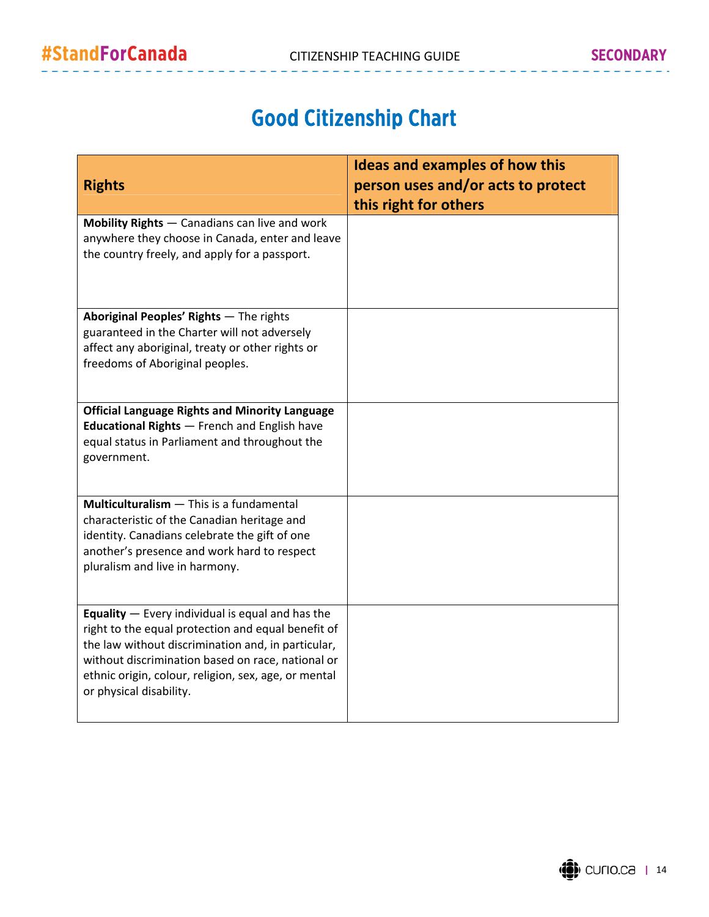# Good Citizenship Chart

| Rights | Ideas and examples of how this person uses and/or acts to protect this right for others |
|---|---|
| **Mobility Rights** — Canadians can live and work anywhere they choose in Canada, enter and leave the country freely, and apply for a passport. | |
| **Aboriginal Peoples' Rights** — The rights guaranteed in the Charter will not adversely affect any aboriginal, treaty or other rights or freedoms of Aboriginal peoples. | |
| **Official Language Rights and Minority Language Educational Rights** — French and English have equal status in Parliament and throughout the government. | |
| **Multiculturalism** — This is a fundamental characteristic of the Canadian heritage and identity. Canadians celebrate the gift of one another's presence and work hard to respect pluralism and live in harmony. | |
| **Equality** — Every individual is equal and has the right to the equal protection and equal benefit of the law without discrimination and, in particular, without discrimination based on race, national or ethnic origin, colour, religion, sex, age, or mental or physical disability. | |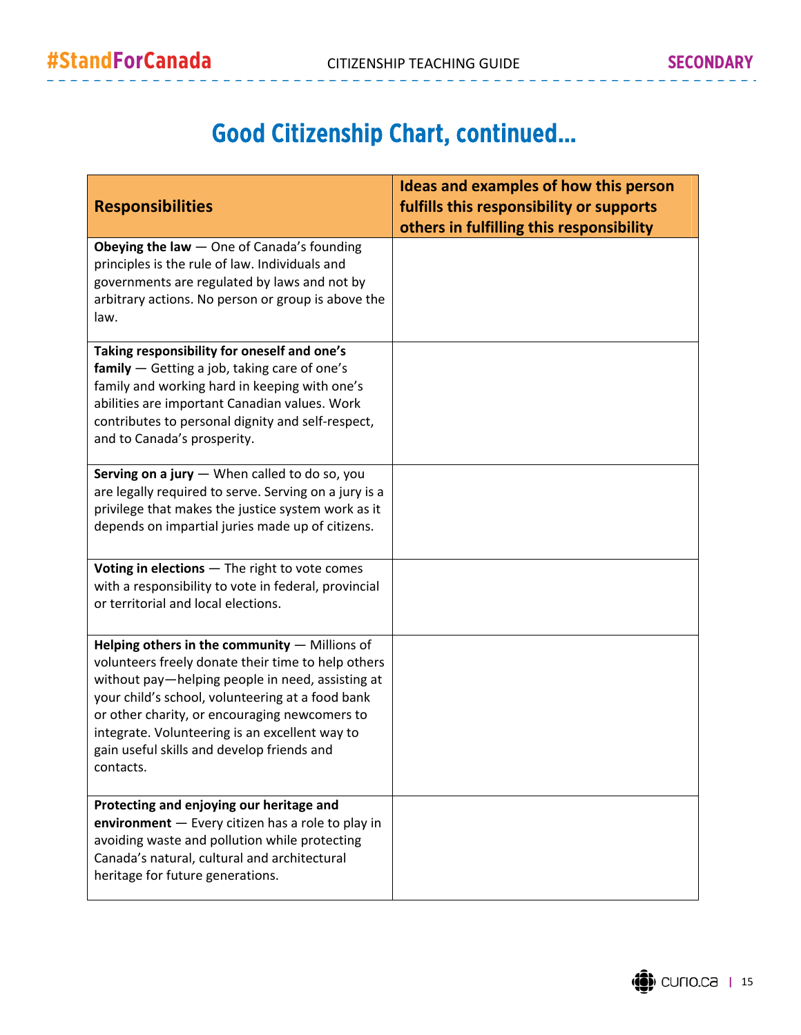# Good Citizenship Chart, continued...

| Responsibilities | Ideas and examples of how this person fulfills this responsibility or supports others in fulfilling this responsibility |
|---|---|
| **Obeying the law** — One of Canada's founding principles is the rule of law. Individuals and governments are regulated by laws and not by arbitrary actions. No person or group is above the law. | |
| **Taking responsibility for oneself and one's family** — Getting a job, taking care of one's family and working hard in keeping with one's abilities are important Canadian values. Work contributes to personal dignity and self-respect, and to Canada's prosperity. | |
| **Serving on a jury** — When called to do so, you are legally required to serve. Serving on a jury is a privilege that makes the justice system work as it depends on impartial juries made up of citizens. | |
| **Voting in elections** — The right to vote comes with a responsibility to vote in federal, provincial or territorial and local elections. | |
| **Helping others in the community** — Millions of volunteers freely donate their time to help others without pay—helping people in need, assisting at your child's school, volunteering at a food bank or other charity, or encouraging newcomers to integrate. Volunteering is an excellent way to gain useful skills and develop friends and contacts. | |
| **Protecting and enjoying our heritage and environment** — Every citizen has a role to play in avoiding waste and pollution while protecting Canada's natural, cultural and architectural heritage for future generations. | |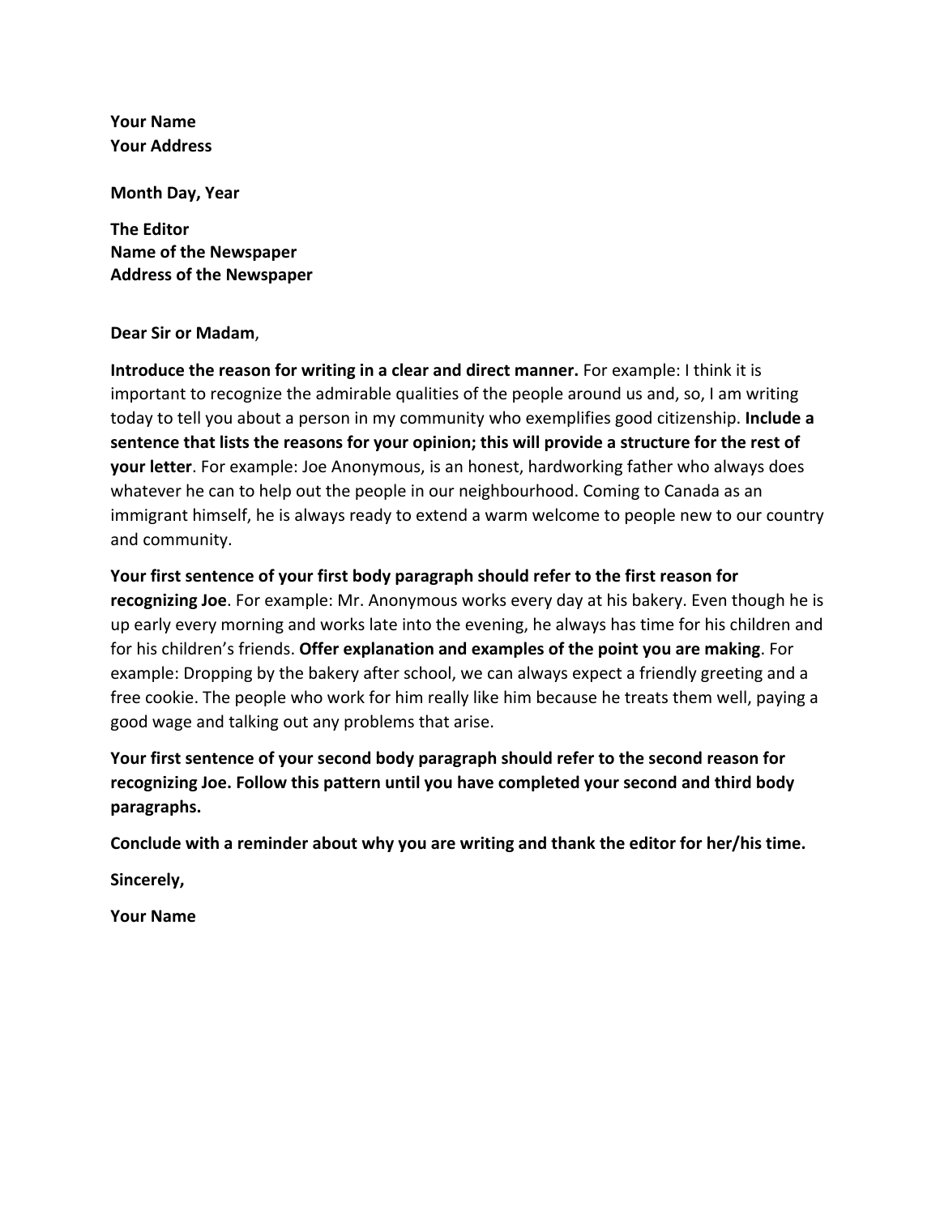**Your Name**
**Your Address**

**Month Day, Year**

**The Editor**
**Name of the Newspaper**
**Address of the Newspaper**

**Dear Sir or Madam**,

**Introduce the reason for writing in a clear and direct manner.** For example: I think it is important to recognize the admirable qualities of the people around us and, so, I am writing today to tell you about a person in my community who exemplifies good citizenship. **Include a sentence that lists the reasons for your opinion; this will provide a structure for the rest of your letter**. For example: Joe Anonymous, is an honest, hardworking father who always does whatever he can to help out the people in our neighbourhood. Coming to Canada as an immigrant himself, he is always ready to extend a warm welcome to people new to our country and community.

**Your first sentence of your first body paragraph should refer to the first reason for recognizing Joe**. For example: Mr. Anonymous works every day at his bakery. Even though he is up early every morning and works late into the evening, he always has time for his children and for his children's friends. **Offer explanation and examples of the point you are making**. For example: Dropping by the bakery after school, we can always expect a friendly greeting and a free cookie. The people who work for him really like him because he treats them well, paying a good wage and talking out any problems that arise.

**Your first sentence of your second body paragraph should refer to the second reason for recognizing Joe. Follow this pattern until you have completed your second and third body paragraphs.**

**Conclude with a reminder about why you are writing and thank the editor for her/his time.**

**Sincerely,**

**Your Name**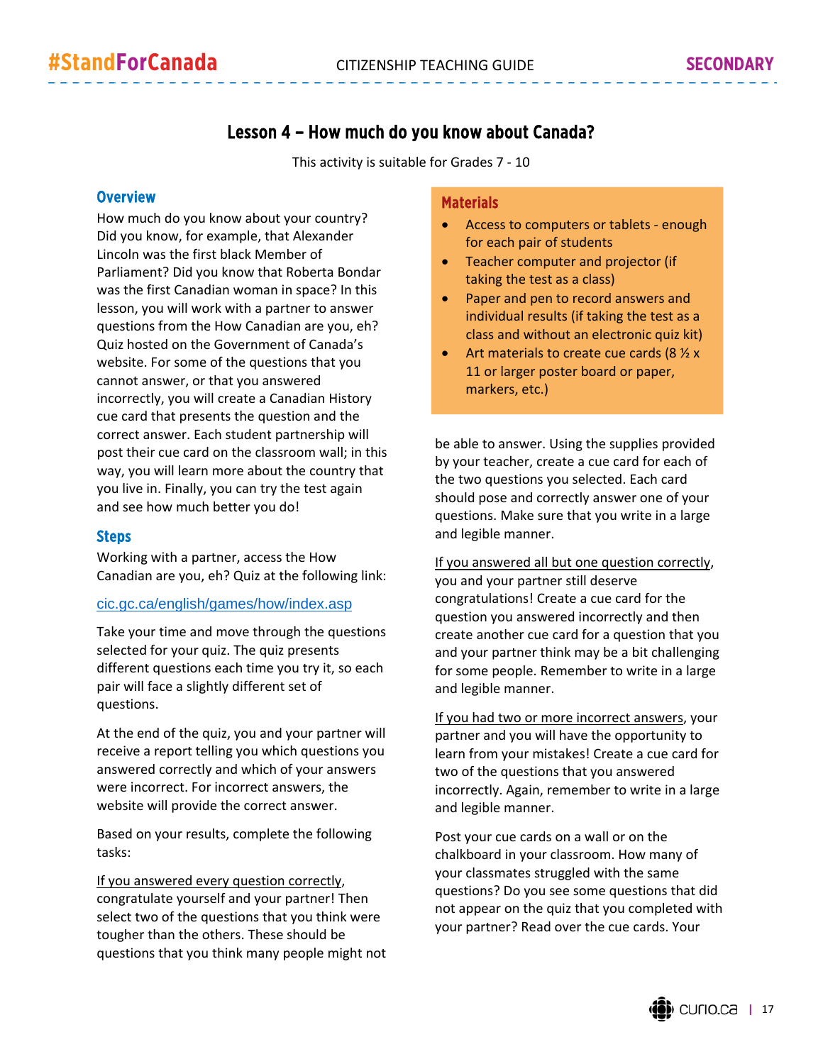## Lesson 4 – How much do you know about Canada?

This activity is suitable for Grades 7 - 10

### Overview

How much do you know about your country? Did you know, for example, that Alexander Lincoln was the first black Member of Parliament? Did you know that Roberta Bondar was the first Canadian woman in space? In this lesson, you will work with a partner to answer questions from the How Canadian are you, eh? Quiz hosted on the Government of Canada's website. For some of the questions that you cannot answer, or that you answered incorrectly, you will create a Canadian History cue card that presents the question and the correct answer. Each student partnership will post their cue card on the classroom wall; in this way, you will learn more about the country that you live in. Finally, you can try the test again and see how much better you do!

### Materials

- Access to computers or tablets - enough for each pair of students
- Teacher computer and projector (if taking the test as a class)
- Paper and pen to record answers and individual results (if taking the test as a class and without an electronic quiz kit)
- Art materials to create cue cards (8 ½ x 11 or larger poster board or paper, markers, etc.)

### Steps

Working with a partner, access the How Canadian are you, eh? Quiz at the following link:

cic.gc.ca/english/games/how/index.asp

Take your time and move through the questions selected for your quiz. The quiz presents different questions each time you try it, so each pair will face a slightly different set of questions.

At the end of the quiz, you and your partner will receive a report telling you which questions you answered correctly and which of your answers were incorrect. For incorrect answers, the website will provide the correct answer.

Based on your results, complete the following tasks:

If you answered every question correctly, congratulate yourself and your partner! Then select two of the questions that you think were tougher than the others. These should be questions that you think many people might not be able to answer. Using the supplies provided by your teacher, create a cue card for each of the two questions you selected. Each card should pose and correctly answer one of your questions. Make sure that you write in a large and legible manner.

If you answered all but one question correctly, you and your partner still deserve congratulations! Create a cue card for the question you answered incorrectly and then create another cue card for a question that you and your partner think may be a bit challenging for some people. Remember to write in a large and legible manner.

If you had two or more incorrect answers, your partner and you will have the opportunity to learn from your mistakes! Create a cue card for two of the questions that you answered incorrectly. Again, remember to write in a large and legible manner.

Post your cue cards on a wall or on the chalkboard in your classroom. How many of your classmates struggled with the same questions? Do you see some questions that did not appear on the quiz that you completed with your partner? Read over the cue cards. Your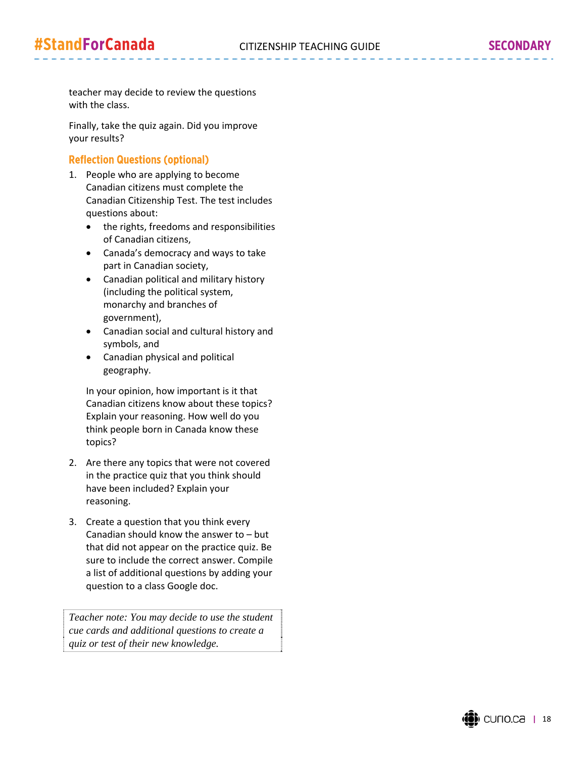teacher may decide to review the questions with the class.

Finally, take the quiz again. Did you improve your results?

### Reflection Questions (optional)

1. People who are applying to become Canadian citizens must complete the Canadian Citizenship Test. The test includes questions about:
   - the rights, freedoms and responsibilities of Canadian citizens,
   - Canada's democracy and ways to take part in Canadian society,
   - Canadian political and military history (including the political system, monarchy and branches of government),
   - Canadian social and cultural history and symbols, and
   - Canadian physical and political geography.

   In your opinion, how important is it that Canadian citizens know about these topics? Explain your reasoning. How well do you think people born in Canada know these topics?

2. Are there any topics that were not covered in the practice quiz that you think should have been included? Explain your reasoning.

3. Create a question that you think every Canadian should know the answer to – but that did not appear on the practice quiz. Be sure to include the correct answer. Compile a list of additional questions by adding your question to a class Google doc.

*Teacher note: You may decide to use the student cue cards and additional questions to create a quiz or test of their new knowledge.*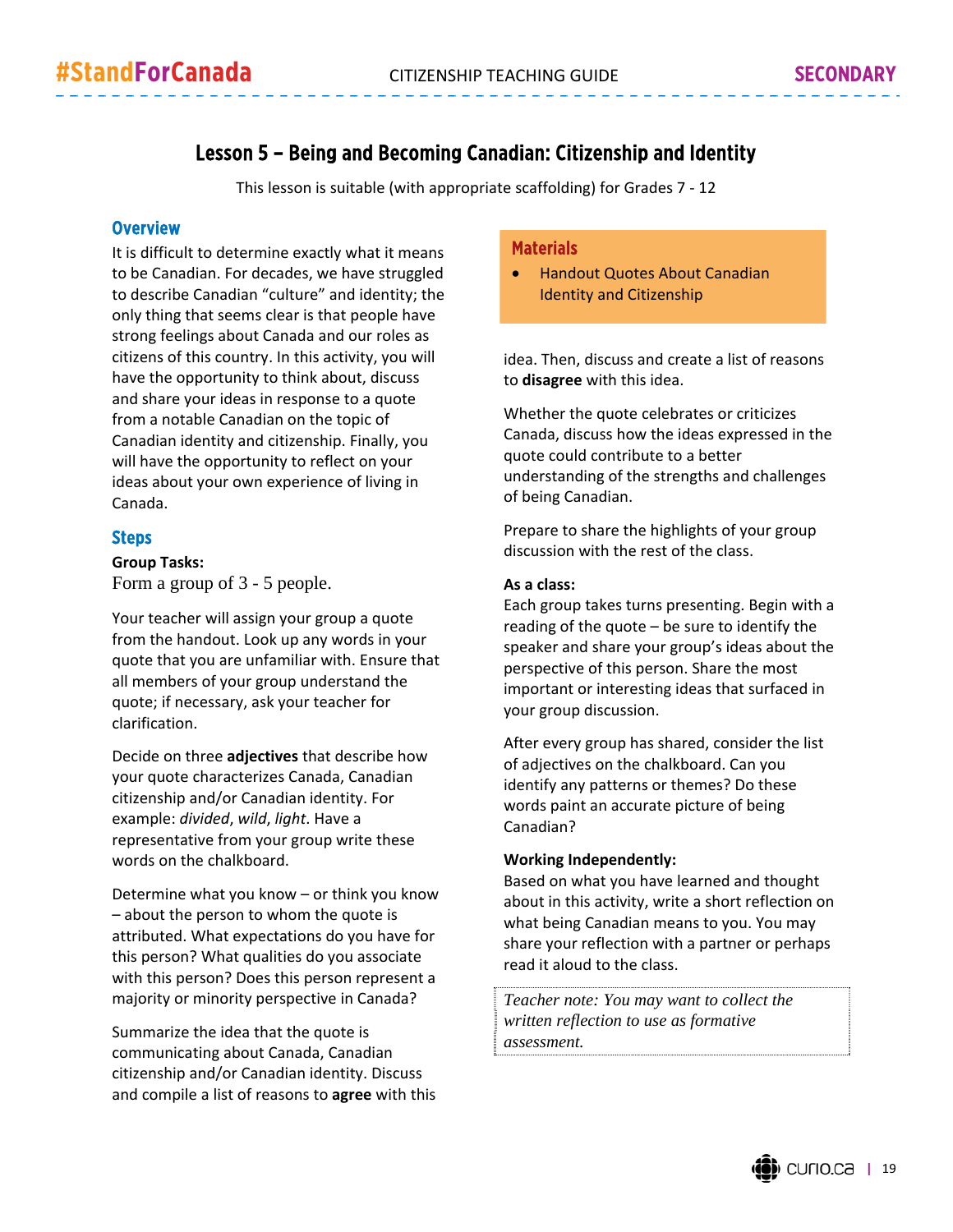# Lesson 5 – Being and Becoming Canadian: Citizenship and Identity

This lesson is suitable (with appropriate scaffolding) for Grades 7 - 12

## Overview

It is difficult to determine exactly what it means to be Canadian. For decades, we have struggled to describe Canadian "culture" and identity; the only thing that seems clear is that people have strong feelings about Canada and our roles as citizens of this country. In this activity, you will have the opportunity to think about, discuss and share your ideas in response to a quote from a notable Canadian on the topic of Canadian identity and citizenship. Finally, you will have the opportunity to reflect on your ideas about your own experience of living in Canada.

### Materials

- Handout Quotes About Canadian Identity and Citizenship

## Steps

**Group Tasks:**

Form a group of 3 - 5 people.

Your teacher will assign your group a quote from the handout. Look up any words in your quote that you are unfamiliar with. Ensure that all members of your group understand the quote; if necessary, ask your teacher for clarification.

Decide on three **adjectives** that describe how your quote characterizes Canada, Canadian citizenship and/or Canadian identity. For example: *divided*, *wild*, *light*. Have a representative from your group write these words on the chalkboard.

Determine what you know – or think you know – about the person to whom the quote is attributed. What expectations do you have for this person? What qualities do you associate with this person? Does this person represent a majority or minority perspective in Canada?

Summarize the idea that the quote is communicating about Canada, Canadian citizenship and/or Canadian identity. Discuss and compile a list of reasons to **agree** with this idea. Then, discuss and create a list of reasons to **disagree** with this idea.

Whether the quote celebrates or criticizes Canada, discuss how the ideas expressed in the quote could contribute to a better understanding of the strengths and challenges of being Canadian.

Prepare to share the highlights of your group discussion with the rest of the class.

**As a class:**

Each group takes turns presenting. Begin with a reading of the quote – be sure to identify the speaker and share your group's ideas about the perspective of this person. Share the most important or interesting ideas that surfaced in your group discussion.

After every group has shared, consider the list of adjectives on the chalkboard. Can you identify any patterns or themes? Do these words paint an accurate picture of being Canadian?

**Working Independently:**

Based on what you have learned and thought about in this activity, write a short reflection on what being Canadian means to you. You may share your reflection with a partner or perhaps read it aloud to the class.

*Teacher note: You may want to collect the written reflection to use as formative assessment.*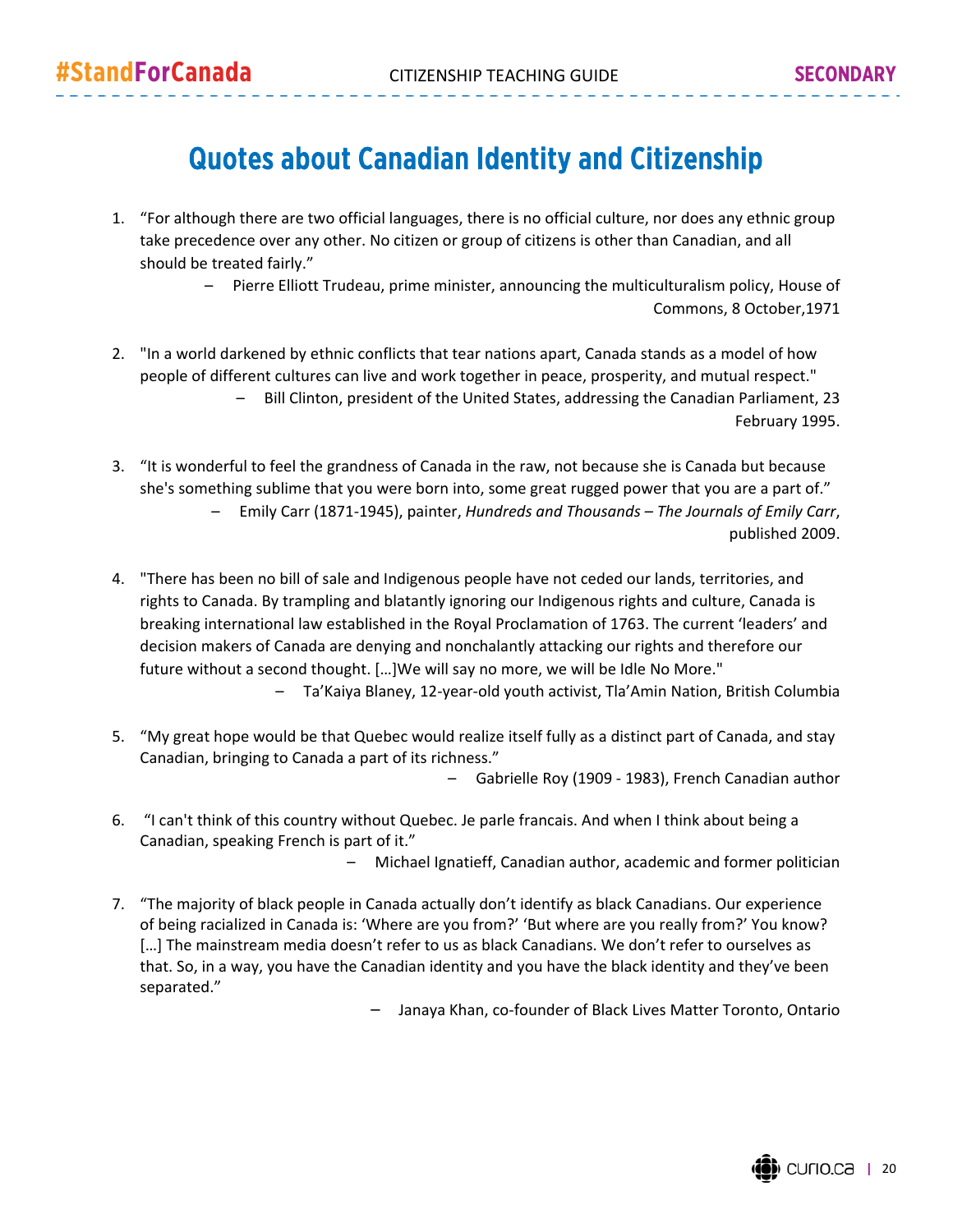# Quotes about Canadian Identity and Citizenship

1. "For although there are two official languages, there is no official culture, nor does any ethnic group take precedence over any other. No citizen or group of citizens is other than Canadian, and all should be treated fairly."

   – Pierre Elliott Trudeau, prime minister, announcing the multiculturalism policy, House of Commons, 8 October,1971

2. "In a world darkened by ethnic conflicts that tear nations apart, Canada stands as a model of how people of different cultures can live and work together in peace, prosperity, and mutual respect."

   – Bill Clinton, president of the United States, addressing the Canadian Parliament, 23 February 1995.

3. "It is wonderful to feel the grandness of Canada in the raw, not because she is Canada but because she's something sublime that you were born into, some great rugged power that you are a part of."

   – Emily Carr (1871-1945), painter, *Hundreds and Thousands – The Journals of Emily Carr*, published 2009.

4. "There has been no bill of sale and Indigenous people have not ceded our lands, territories, and rights to Canada. By trampling and blatantly ignoring our Indigenous rights and culture, Canada is breaking international law established in the Royal Proclamation of 1763. The current 'leaders' and decision makers of Canada are denying and nonchalantly attacking our rights and therefore our future without a second thought. […]We will say no more, we will be Idle No More."

   – Ta'Kaiya Blaney, 12-year-old youth activist, Tla'Amin Nation, British Columbia

5. "My great hope would be that Quebec would realize itself fully as a distinct part of Canada, and stay Canadian, bringing to Canada a part of its richness."

   – Gabrielle Roy (1909 - 1983), French Canadian author

6. "I can't think of this country without Quebec. Je parle francais. And when I think about being a Canadian, speaking French is part of it."

   – Michael Ignatieff, Canadian author, academic and former politician

7. "The majority of black people in Canada actually don't identify as black Canadians. Our experience of being racialized in Canada is: 'Where are you from?' 'But where are you really from?' You know? […] The mainstream media doesn't refer to us as black Canadians. We don't refer to ourselves as that. So, in a way, you have the Canadian identity and you have the black identity and they've been separated."

   – Janaya Khan, co-founder of Black Lives Matter Toronto, Ontario